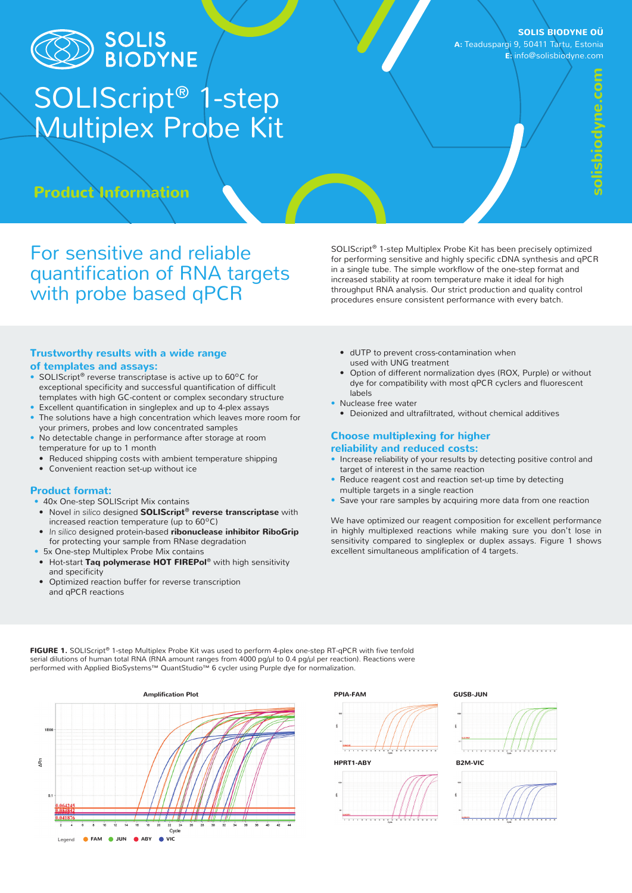SOLIS BIODYNE

**SOLIS BIODYNE OÜ**
**A:** Teaduspargi 9, 50411 Tartu, Estonia
**E:** info@solisbiodyne.com

solisbiodyne.com

# SOLIScript® 1-step Multiplex Probe Kit

## Product Information

## For sensitive and reliable quantification of RNA targets with probe based qPCR

SOLIScript® 1-step Multiplex Probe Kit has been precisely optimized for performing sensitive and highly specific cDNA synthesis and qPCR in a single tube. The simple workflow of the one-step format and increased stability at room temperature make it ideal for high throughput RNA analysis. Our strict production and quality control procedures ensure consistent performance with every batch.

### Trustworthy results with a wide range of templates and assays:

- SOLIScript® reverse transcriptase is active up to 60°C for exceptional specificity and successful quantification of difficult templates with high GC-content or complex secondary structure
- Excellent quantification in singleplex and up to 4-plex assays
- The solutions have a high concentration which leaves more room for your primers, probes and low concentrated samples
- No detectable change in performance after storage at room temperature for up to 1 month
  - Reduced shipping costs with ambient temperature shipping
  - Convenient reaction set-up without ice

### Product format:

- 40x One-step SOLIScript Mix contains
  - Novel *in silico* designed **SOLIScript® reverse transcriptase** with increased reaction temperature (up to 60°C)
  - *In silico* designed protein-based **ribonuclease inhibitor RiboGrip** for protecting your sample from RNase degradation
- 5x One-step Multiplex Probe Mix contains
  - Hot-start **Taq polymerase HOT FIREPol®** with high sensitivity and specificity
  - Optimized reaction buffer for reverse transcription and qPCR reactions
  - dUTP to prevent cross-contamination when used with UNG treatment
  - Option of different normalization dyes (ROX, Purple) or without dye for compatibility with most qPCR cyclers and fluorescent labels
- Nuclease free water
  - Deionized and ultrafiltrated, without chemical additives

### Choose multiplexing for higher reliability and reduced costs:

- Increase reliability of your results by detecting positive control and target of interest in the same reaction
- Reduce reagent cost and reaction set-up time by detecting multiple targets in a single reaction
- Save your rare samples by acquiring more data from one reaction

We have optimized our reagent composition for excellent performance in highly multiplexed reactions while making sure you don't lose in sensitivity compared to singleplex or duplex assays. Figure 1 shows excellent simultaneous amplification of 4 targets.

**FIGURE 1.** SOLIScript® 1-step Multiplex Probe Kit was used to perform 4-plex one-step RT-qPCR with five tenfold serial dilutions of human total RNA (RNA amount ranges from 4000 pg/µl to 0.4 pg/µl per reaction). Reactions were performed with Applied BioSystems™ QuantStudio™ 6 cycler using Purple dye for normalization.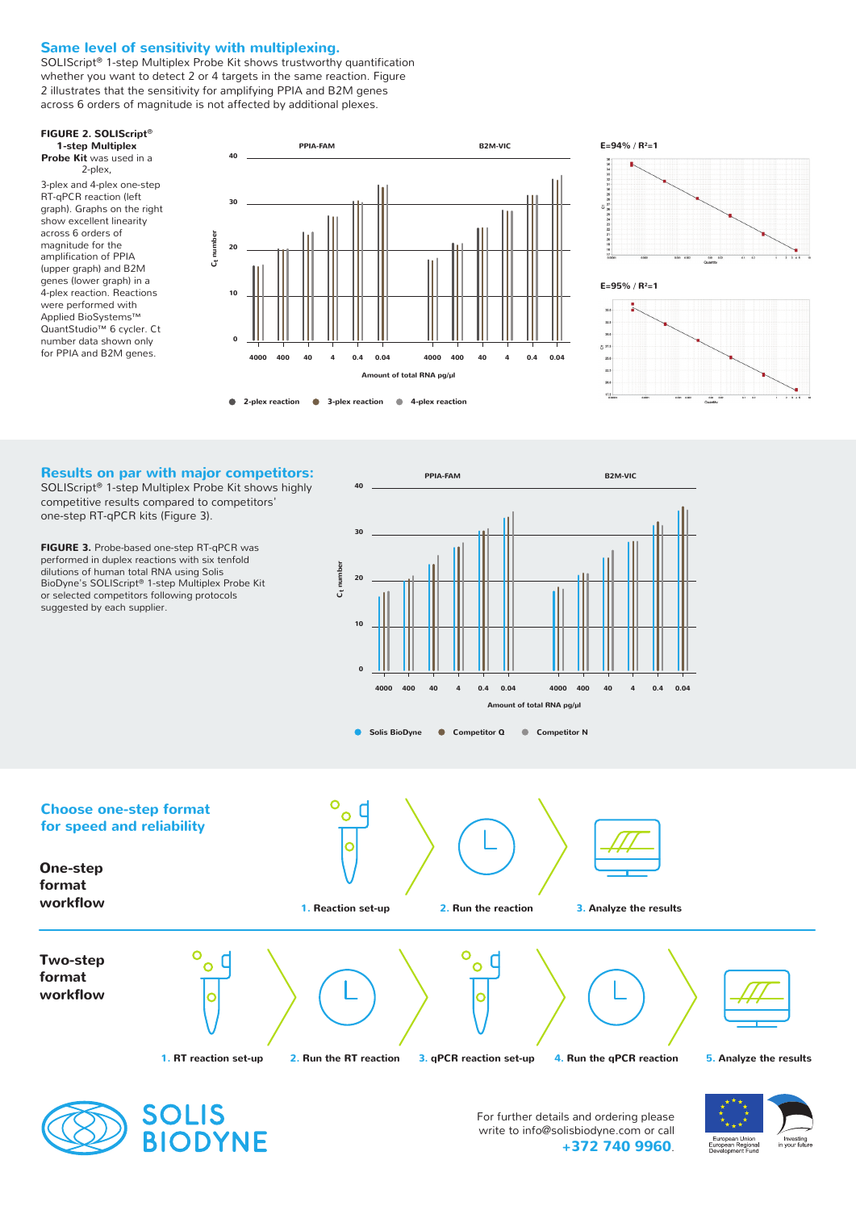## Same level of sensitivity with multiplexing.

SOLIScript® 1-step Multiplex Probe Kit shows trustworthy quantification whether you want to detect 2 or 4 targets in the same reaction. Figure 2 illustrates that the sensitivity for amplifying PPIA and B2M genes across 6 orders of magnitude is not affected by additional plexes.

**FIGURE 2. SOLIScript® 1-step Multiplex Probe Kit** was used in a 2-plex, 3-plex and 4-plex one-step RT-qPCR reaction (left graph). Graphs on the right show excellent linearity across 6 orders of magnitude for the amplification of PPIA (upper graph) and B2M genes (lower graph) in a 4-plex reaction. Reactions were performed with Applied Biosystems™ QuantStudio™ 6 cycler. Ct number data shown only for PPIA and B2M genes.

PPIA-FAM
B2M-VIC
$C_t$ number
0
10
20
30
40
4000 400 40 4 0.4 0.04 4000 400 40 4 0.4 0.04
Amount of total RNA pg/μl
2-plex reaction
3-plex reaction
4-plex reaction

E=94% / $R^2$=1

E=95% / $R^2$=1

## Results on par with major competitors:

SOLIScript® 1-step Multiplex Probe Kit shows highly competitive results compared to competitors' one-step RT-qPCR kits (Figure 3).

**FIGURE 3.** Probe-based one-step RT-qPCR was performed in duplex reactions with six tenfold dilutions of human total RNA using Solis BioDyne's SOLIScript® 1-step Multiplex Probe Kit or selected competitors following protocols suggested by each supplier.

PPIA-FAM
B2M-VIC
$C_t$ number
0
10
20
30
40
4000 400 40 4 0.4 0.04 4000 400 40 4 0.4 0.04
Amount of total RNA pg/μl
Solis BioDyne
Competitor Q
Competitor N

## Choose one-step format for speed and reliability

**One-step format workflow**

1. Reaction set-up
2. Run the reaction
3. Analyze the results

**Two-step format workflow**

1. RT reaction set-up
2. Run the RT reaction
3. qPCR reaction set-up
4. Run the qPCR reaction
5. Analyze the results

SOLIS BIODYNE

For further details and ordering please write to info@solisbiodyne.com or call **+372 740 9960**.

European Union European Regional Development Fund

Investing in your future